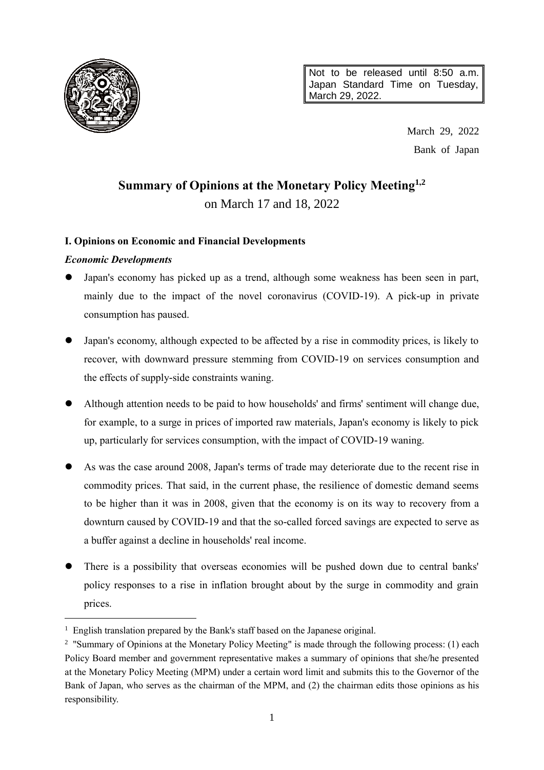Not to be released until 8:50 a.m. Japan Standard Time on Tuesday, March 29, 2022.

March 29, 2022

Bank of Japan

# Summary of Opinions at the Monetary Policy Meeting[1,2]

on March 17 and 18, 2022

## I. Opinions on Economic and Financial Developments

### *Economic Developments*

- Japan's economy has picked up as a trend, although some weakness has been seen in part, mainly due to the impact of the novel coronavirus (COVID-19). A pick-up in private consumption has paused.

- Japan's economy, although expected to be affected by a rise in commodity prices, is likely to recover, with downward pressure stemming from COVID-19 on services consumption and the effects of supply-side constraints waning.

- Although attention needs to be paid to how households' and firms' sentiment will change due, for example, to a surge in prices of imported raw materials, Japan's economy is likely to pick up, particularly for services consumption, with the impact of COVID-19 waning.

- As was the case around 2008, Japan's terms of trade may deteriorate due to the recent rise in commodity prices. That said, in the current phase, the resilience of domestic demand seems to be higher than it was in 2008, given that the economy is on its way to recovery from a downturn caused by COVID-19 and that the so-called forced savings are expected to serve as a buffer against a decline in households' real income.

- There is a possibility that overseas economies will be pushed down due to central banks' policy responses to a rise in inflation brought about by the surge in commodity and grain prices.

---

[1] English translation prepared by the Bank's staff based on the Japanese original.

[2] "Summary of Opinions at the Monetary Policy Meeting" is made through the following process: (1) each Policy Board member and government representative makes a summary of opinions that she/he presented at the Monetary Policy Meeting (MPM) under a certain word limit and submits this to the Governor of the Bank of Japan, who serves as the chairman of the MPM, and (2) the chairman edits those opinions as his responsibility.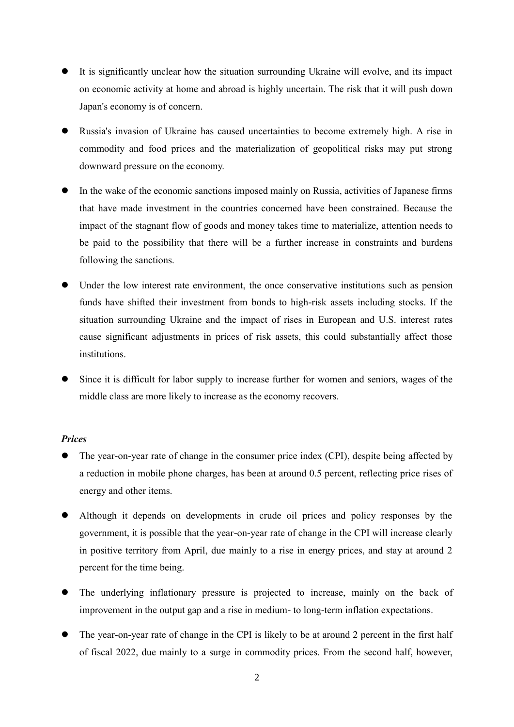- It is significantly unclear how the situation surrounding Ukraine will evolve, and its impact on economic activity at home and abroad is highly uncertain. The risk that it will push down Japan's economy is of concern.

- Russia's invasion of Ukraine has caused uncertainties to become extremely high. A rise in commodity and food prices and the materialization of geopolitical risks may put strong downward pressure on the economy.

- In the wake of the economic sanctions imposed mainly on Russia, activities of Japanese firms that have made investment in the countries concerned have been constrained. Because the impact of the stagnant flow of goods and money takes time to materialize, attention needs to be paid to the possibility that there will be a further increase in constraints and burdens following the sanctions.

- Under the low interest rate environment, the once conservative institutions such as pension funds have shifted their investment from bonds to high-risk assets including stocks. If the situation surrounding Ukraine and the impact of rises in European and U.S. interest rates cause significant adjustments in prices of risk assets, this could substantially affect those institutions.

- Since it is difficult for labor supply to increase further for women and seniors, wages of the middle class are more likely to increase as the economy recovers.

***Prices***

- The year-on-year rate of change in the consumer price index (CPI), despite being affected by a reduction in mobile phone charges, has been at around 0.5 percent, reflecting price rises of energy and other items.

- Although it depends on developments in crude oil prices and policy responses by the government, it is possible that the year-on-year rate of change in the CPI will increase clearly in positive territory from April, due mainly to a rise in energy prices, and stay at around 2 percent for the time being.

- The underlying inflationary pressure is projected to increase, mainly on the back of improvement in the output gap and a rise in medium- to long-term inflation expectations.

- The year-on-year rate of change in the CPI is likely to be at around 2 percent in the first half of fiscal 2022, due mainly to a surge in commodity prices. From the second half, however,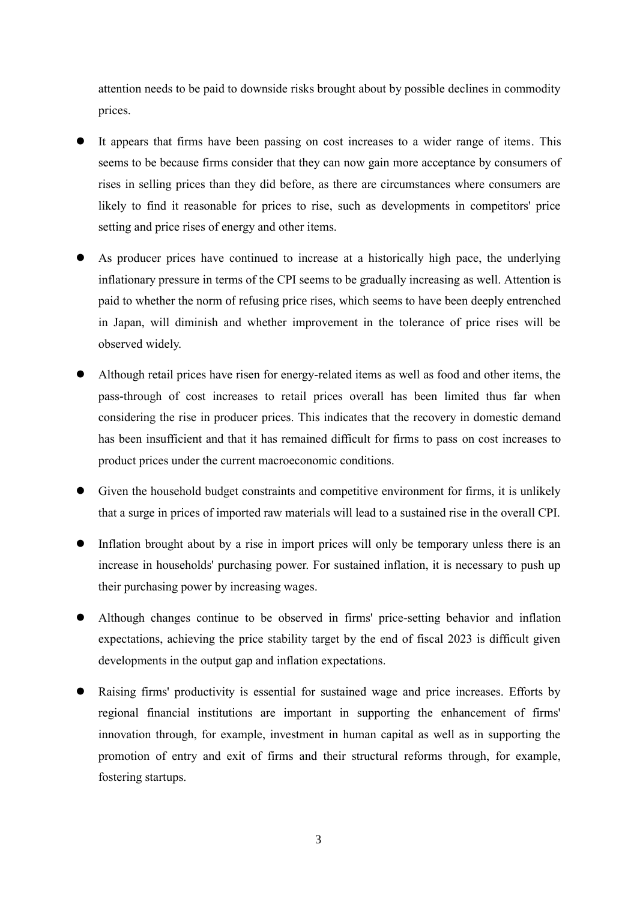attention needs to be paid to downside risks brought about by possible declines in commodity prices.

- It appears that firms have been passing on cost increases to a wider range of items. This seems to be because firms consider that they can now gain more acceptance by consumers of rises in selling prices than they did before, as there are circumstances where consumers are likely to find it reasonable for prices to rise, such as developments in competitors' price setting and price rises of energy and other items.

- As producer prices have continued to increase at a historically high pace, the underlying inflationary pressure in terms of the CPI seems to be gradually increasing as well. Attention is paid to whether the norm of refusing price rises, which seems to have been deeply entrenched in Japan, will diminish and whether improvement in the tolerance of price rises will be observed widely.

- Although retail prices have risen for energy-related items as well as food and other items, the pass-through of cost increases to retail prices overall has been limited thus far when considering the rise in producer prices. This indicates that the recovery in domestic demand has been insufficient and that it has remained difficult for firms to pass on cost increases to product prices under the current macroeconomic conditions.

- Given the household budget constraints and competitive environment for firms, it is unlikely that a surge in prices of imported raw materials will lead to a sustained rise in the overall CPI.

- Inflation brought about by a rise in import prices will only be temporary unless there is an increase in households' purchasing power. For sustained inflation, it is necessary to push up their purchasing power by increasing wages.

- Although changes continue to be observed in firms' price-setting behavior and inflation expectations, achieving the price stability target by the end of fiscal 2023 is difficult given developments in the output gap and inflation expectations.

- Raising firms' productivity is essential for sustained wage and price increases. Efforts by regional financial institutions are important in supporting the enhancement of firms' innovation through, for example, investment in human capital as well as in supporting the promotion of entry and exit of firms and their structural reforms through, for example, fostering startups.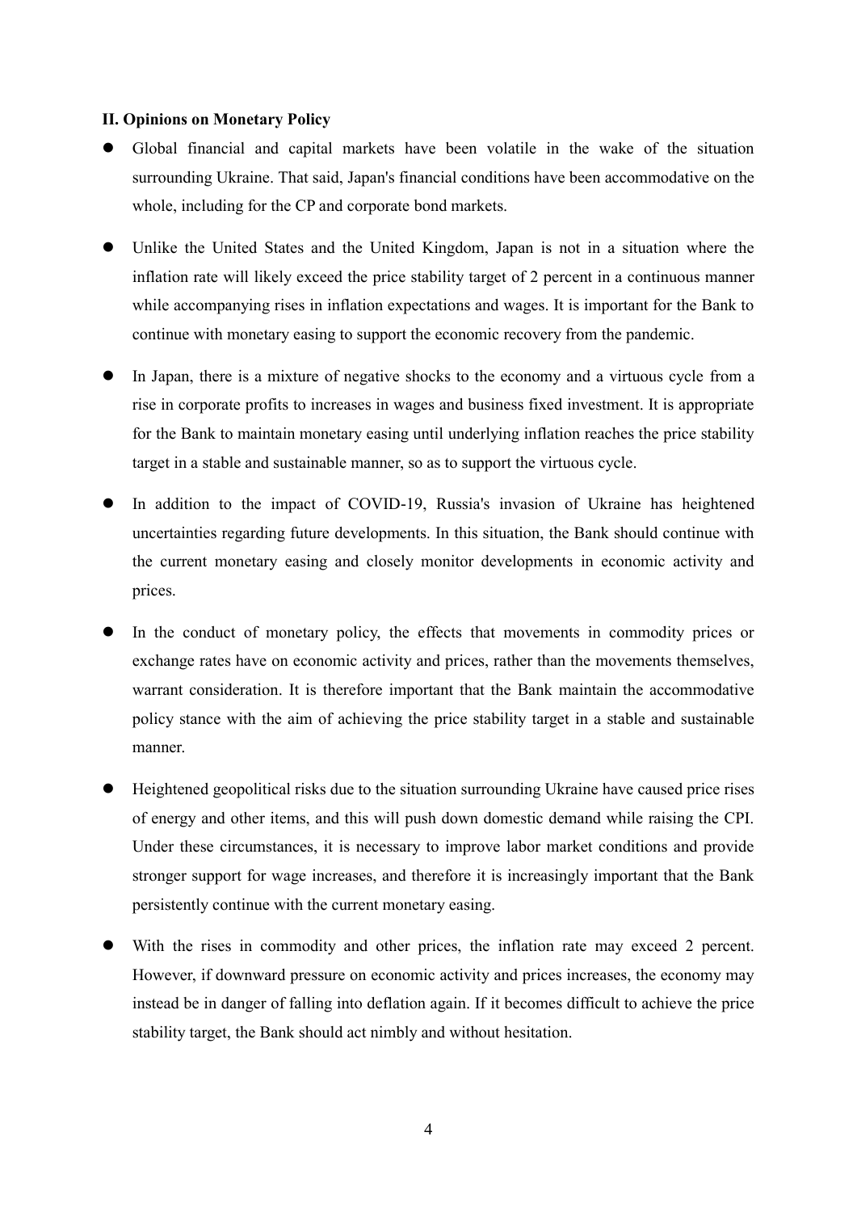**II. Opinions on Monetary Policy**

- Global financial and capital markets have been volatile in the wake of the situation surrounding Ukraine. That said, Japan's financial conditions have been accommodative on the whole, including for the CP and corporate bond markets.
- Unlike the United States and the United Kingdom, Japan is not in a situation where the inflation rate will likely exceed the price stability target of 2 percent in a continuous manner while accompanying rises in inflation expectations and wages. It is important for the Bank to continue with monetary easing to support the economic recovery from the pandemic.
- In Japan, there is a mixture of negative shocks to the economy and a virtuous cycle from a rise in corporate profits to increases in wages and business fixed investment. It is appropriate for the Bank to maintain monetary easing until underlying inflation reaches the price stability target in a stable and sustainable manner, so as to support the virtuous cycle.
- In addition to the impact of COVID-19, Russia's invasion of Ukraine has heightened uncertainties regarding future developments. In this situation, the Bank should continue with the current monetary easing and closely monitor developments in economic activity and prices.
- In the conduct of monetary policy, the effects that movements in commodity prices or exchange rates have on economic activity and prices, rather than the movements themselves, warrant consideration. It is therefore important that the Bank maintain the accommodative policy stance with the aim of achieving the price stability target in a stable and sustainable manner.
- Heightened geopolitical risks due to the situation surrounding Ukraine have caused price rises of energy and other items, and this will push down domestic demand while raising the CPI. Under these circumstances, it is necessary to improve labor market conditions and provide stronger support for wage increases, and therefore it is increasingly important that the Bank persistently continue with the current monetary easing.
- With the rises in commodity and other prices, the inflation rate may exceed 2 percent. However, if downward pressure on economic activity and prices increases, the economy may instead be in danger of falling into deflation again. If it becomes difficult to achieve the price stability target, the Bank should act nimbly and without hesitation.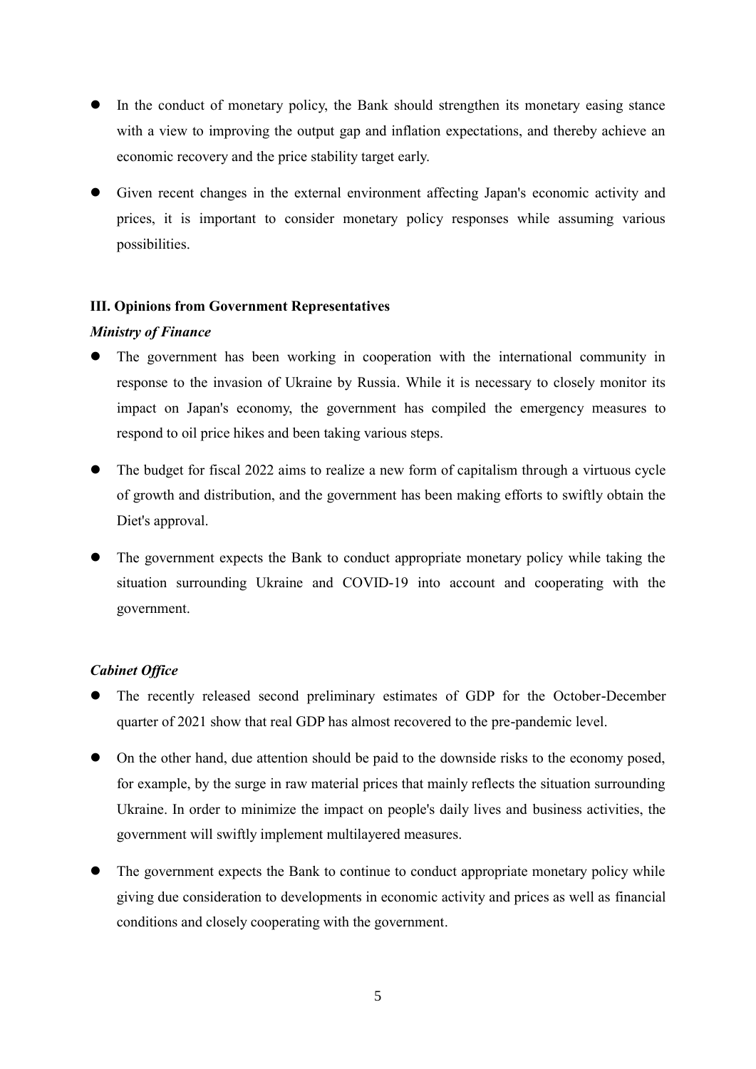- In the conduct of monetary policy, the Bank should strengthen its monetary easing stance with a view to improving the output gap and inflation expectations, and thereby achieve an economic recovery and the price stability target early.
- Given recent changes in the external environment affecting Japan's economic activity and prices, it is important to consider monetary policy responses while assuming various possibilities.

### III. Opinions from Government Representatives

***Ministry of Finance***

- The government has been working in cooperation with the international community in response to the invasion of Ukraine by Russia. While it is necessary to closely monitor its impact on Japan's economy, the government has compiled the emergency measures to respond to oil price hikes and been taking various steps.
- The budget for fiscal 2022 aims to realize a new form of capitalism through a virtuous cycle of growth and distribution, and the government has been making efforts to swiftly obtain the Diet's approval.
- The government expects the Bank to conduct appropriate monetary policy while taking the situation surrounding Ukraine and COVID-19 into account and cooperating with the government.

***Cabinet Office***

- The recently released second preliminary estimates of GDP for the October-December quarter of 2021 show that real GDP has almost recovered to the pre-pandemic level.
- On the other hand, due attention should be paid to the downside risks to the economy posed, for example, by the surge in raw material prices that mainly reflects the situation surrounding Ukraine. In order to minimize the impact on people's daily lives and business activities, the government will swiftly implement multilayered measures.
- The government expects the Bank to continue to conduct appropriate monetary policy while giving due consideration to developments in economic activity and prices as well as financial conditions and closely cooperating with the government.